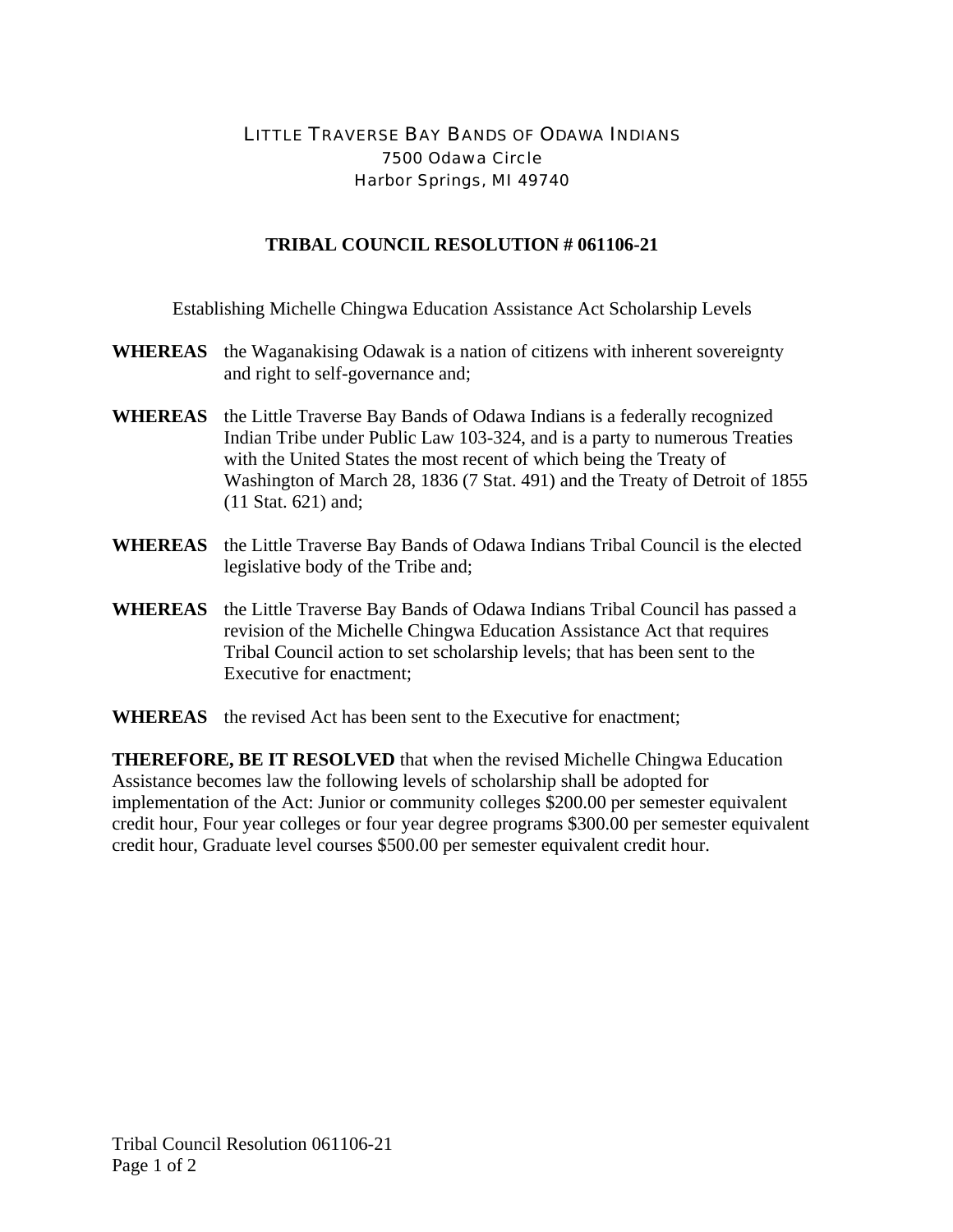LITTLE TRAVERSE BAY BANDS OF ODAWA INDIANS
7500 Odawa Circle
Harbor Springs, MI 49740

# TRIBAL COUNCIL RESOLUTION # 061106-21

Establishing Michelle Chingwa Education Assistance Act Scholarship Levels

**WHEREAS** the Waganakising Odawak is a nation of citizens with inherent sovereignty and right to self-governance and;

**WHEREAS** the Little Traverse Bay Bands of Odawa Indians is a federally recognized Indian Tribe under Public Law 103-324, and is a party to numerous Treaties with the United States the most recent of which being the Treaty of Washington of March 28, 1836 (7 Stat. 491) and the Treaty of Detroit of 1855 (11 Stat. 621) and;

**WHEREAS** the Little Traverse Bay Bands of Odawa Indians Tribal Council is the elected legislative body of the Tribe and;

**WHEREAS** the Little Traverse Bay Bands of Odawa Indians Tribal Council has passed a revision of the Michelle Chingwa Education Assistance Act that requires Tribal Council action to set scholarship levels; that has been sent to the Executive for enactment;

**WHEREAS** the revised Act has been sent to the Executive for enactment;

**THEREFORE, BE IT RESOLVED** that when the revised Michelle Chingwa Education Assistance becomes law the following levels of scholarship shall be adopted for implementation of the Act: Junior or community colleges $200.00 per semester equivalent credit hour, Four year colleges or four year degree programs $300.00 per semester equivalent credit hour, Graduate level courses $500.00 per semester equivalent credit hour.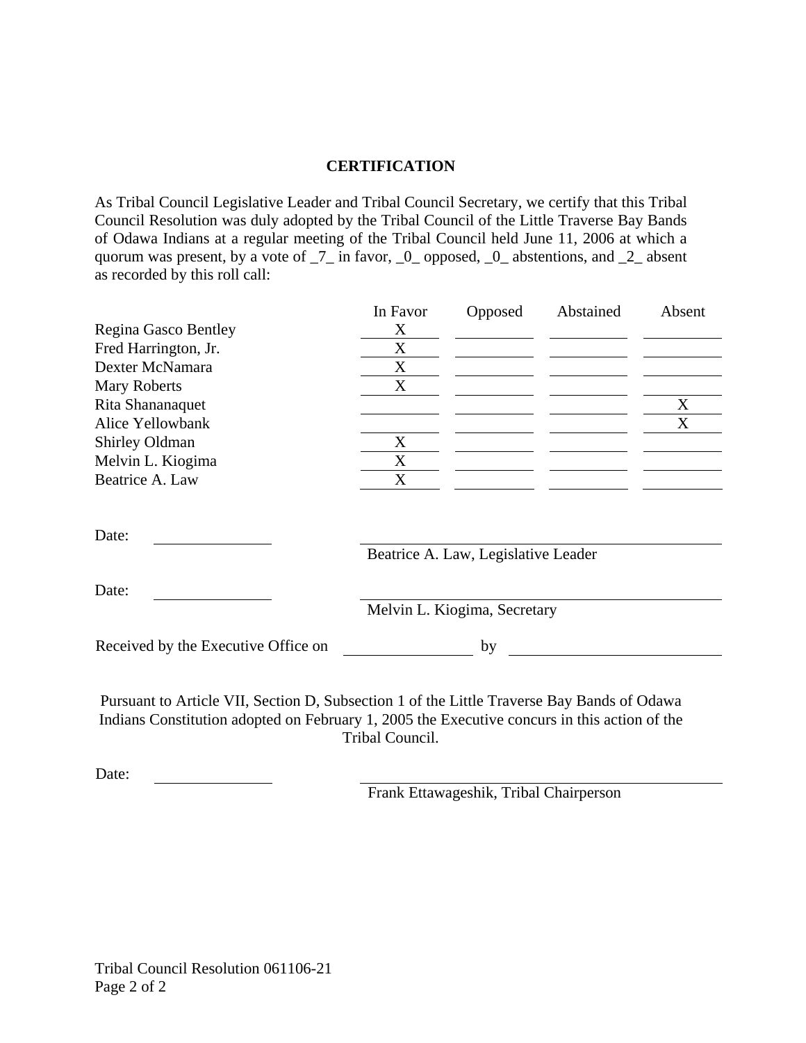**CERTIFICATION**

As Tribal Council Legislative Leader and Tribal Council Secretary, we certify that this Tribal Council Resolution was duly adopted by the Tribal Council of the Little Traverse Bay Bands of Odawa Indians at a regular meeting of the Tribal Council held June 11, 2006 at which a quorum was present, by a vote of _7_ in favor, _0_ opposed, _0_ abstentions, and _2_ absent as recorded by this roll call:

| | In Favor | Opposed | Abstained | Absent |
|---|---|---|---|---|
| Regina Gasco Bentley | X | | | |
| Fred Harrington, Jr. | X | | | |
| Dexter McNamara | X | | | |
| Mary Roberts | X | | | |
| Rita Shananaquet | | | | X |
| Alice Yellowbank | | | | X |
| Shirley Oldman | X | | | |
| Melvin L. Kiogima | X | | | |
| Beatrice A. Law | X | | | |

Date: ______________ ______________________________
Beatrice A. Law, Legislative Leader

Date: ______________ ______________________________
Melvin L. Kiogima, Secretary

Received by the Executive Office on ______________ by ______________________

Pursuant to Article VII, Section D, Subsection 1 of the Little Traverse Bay Bands of Odawa Indians Constitution adopted on February 1, 2005 the Executive concurs in this action of the Tribal Council.

Date: ______________ ______________________________
Frank Ettawageshik, Tribal Chairperson

Tribal Council Resolution 061106-21